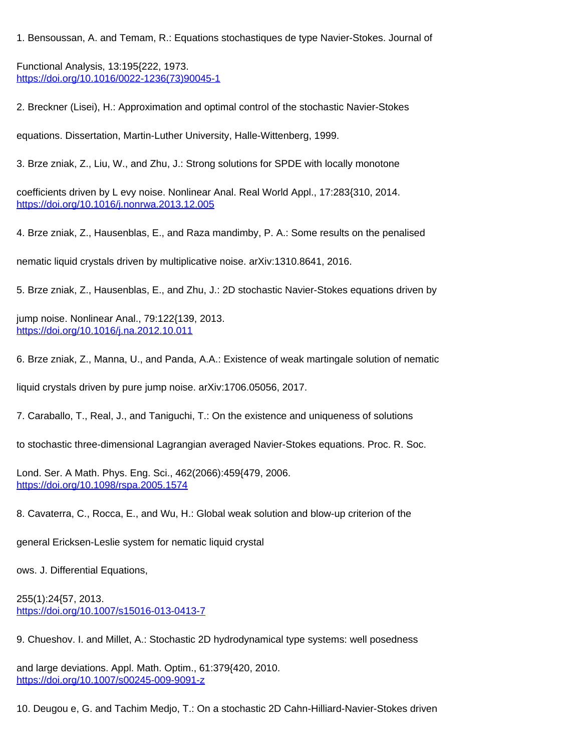1. Bensoussan, A. and Temam, R.: Equations stochastiques de type Navier-Stokes. Journal of Functional Analysis, 13:195{222, 1973. https://doi.org/10.1016/0022-1236(73)90045-1

2. Breckner (Lisei), H.: Approximation and optimal control of the stochastic Navier-Stokes equations. Dissertation, Martin-Luther University, Halle-Wittenberg, 1999.

3. Brze zniak, Z., Liu, W., and Zhu, J.: Strong solutions for SPDE with locally monotone coefficients driven by L evy noise. Nonlinear Anal. Real World Appl., 17:283{310, 2014. https://doi.org/10.1016/j.nonrwa.2013.12.005

4. Brze zniak, Z., Hausenblas, E., and Raza mandimby, P. A.: Some results on the penalised nematic liquid crystals driven by multiplicative noise. arXiv:1310.8641, 2016.

5. Brze zniak, Z., Hausenblas, E., and Zhu, J.: 2D stochastic Navier-Stokes equations driven by jump noise. Nonlinear Anal., 79:122{139, 2013. https://doi.org/10.1016/j.na.2012.10.011

6. Brze zniak, Z., Manna, U., and Panda, A.A.: Existence of weak martingale solution of nematic liquid crystals driven by pure jump noise. arXiv:1706.05056, 2017.

7. Caraballo, T., Real, J., and Taniguchi, T.: On the existence and uniqueness of solutions to stochastic three-dimensional Lagrangian averaged Navier-Stokes equations. Proc. R. Soc. Lond. Ser. A Math. Phys. Eng. Sci., 462(2066):459{479, 2006. https://doi.org/10.1098/rspa.2005.1574

8. Cavaterra, C., Rocca, E., and Wu, H.: Global weak solution and blow-up criterion of the general Ericksen-Leslie system for nematic liquid crystal

ows. J. Differential Equations,

255(1):24{57, 2013. https://doi.org/10.1007/s15016-013-0413-7

9. Chueshov. I. and Millet, A.: Stochastic 2D hydrodynamical type systems: well posedness and large deviations. Appl. Math. Optim., 61:379{420, 2010. https://doi.org/10.1007/s00245-009-9091-z

10. Deugou e, G. and Tachim Medjo, T.: On a stochastic 2D Cahn-Hilliard-Navier-Stokes driven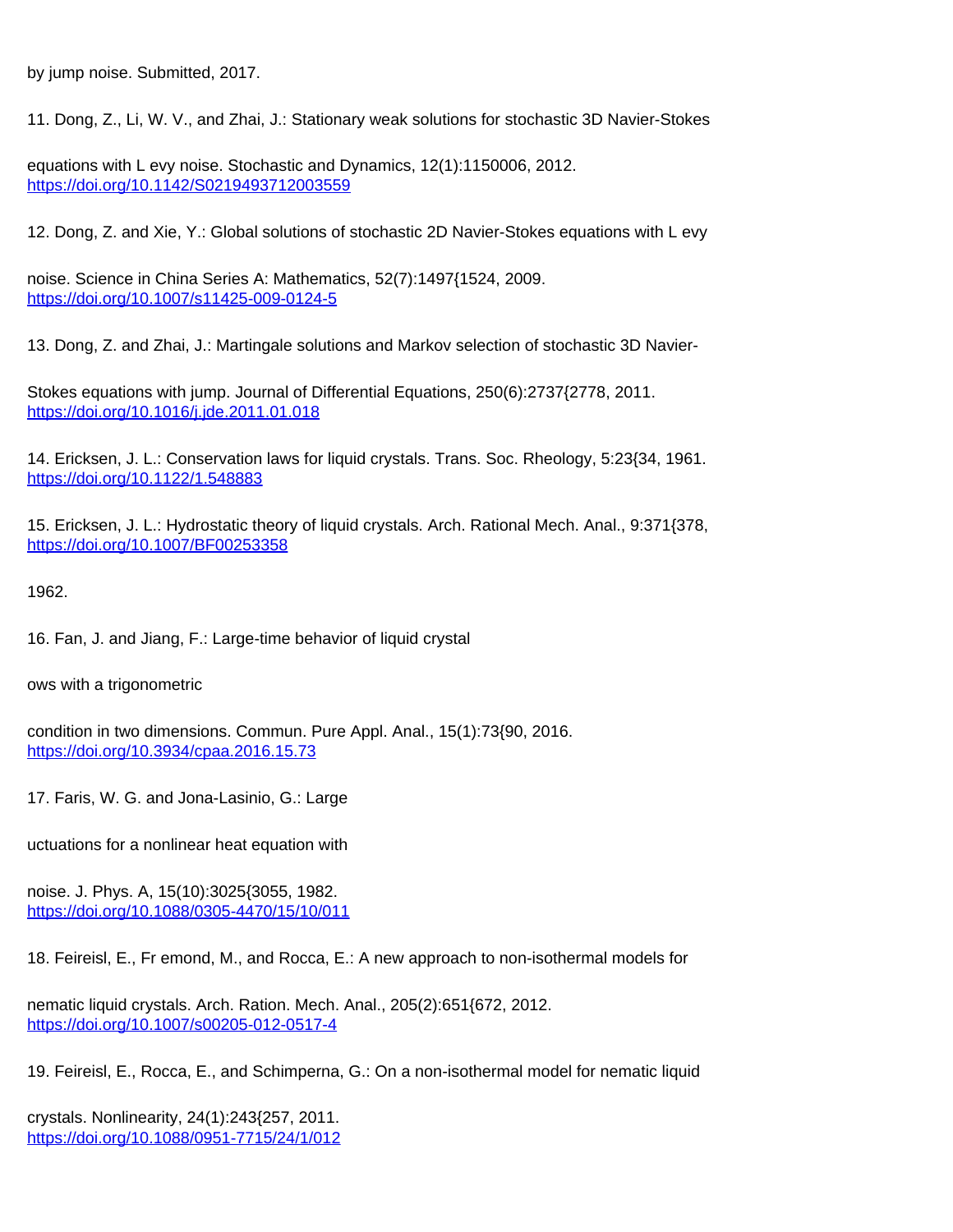by jump noise. Submitted, 2017.

11. Dong, Z., Li, W. V., and Zhai, J.: Stationary weak solutions for stochastic 3D Navier-Stokes

equations with L evy noise. Stochastic and Dynamics, 12(1):1150006, 2012.
https://doi.org/10.1142/S0219493712003559

12. Dong, Z. and Xie, Y.: Global solutions of stochastic 2D Navier-Stokes equations with L evy

noise. Science in China Series A: Mathematics, 52(7):1497{1524, 2009.
https://doi.org/10.1007/s11425-009-0124-5

13. Dong, Z. and Zhai, J.: Martingale solutions and Markov selection of stochastic 3D Navier-

Stokes equations with jump. Journal of Differential Equations, 250(6):2737{2778, 2011.
https://doi.org/10.1016/j.jde.2011.01.018

14. Ericksen, J. L.: Conservation laws for liquid crystals. Trans. Soc. Rheology, 5:23{34, 1961.
https://doi.org/10.1122/1.548883

15. Ericksen, J. L.: Hydrostatic theory of liquid crystals. Arch. Rational Mech. Anal., 9:371{378,
https://doi.org/10.1007/BF00253358

1962.

16. Fan, J. and Jiang, F.: Large-time behavior of liquid crystal

ows with a trigonometric

condition in two dimensions. Commun. Pure Appl. Anal., 15(1):73{90, 2016.
https://doi.org/10.3934/cpaa.2016.15.73

17. Faris, W. G. and Jona-Lasinio, G.: Large

uctuations for a nonlinear heat equation with

noise. J. Phys. A, 15(10):3025{3055, 1982.
https://doi.org/10.1088/0305-4470/15/10/011

18. Feireisl, E., Fr emond, M., and Rocca, E.: A new approach to non-isothermal models for

nematic liquid crystals. Arch. Ration. Mech. Anal., 205(2):651{672, 2012.
https://doi.org/10.1007/s00205-012-0517-4

19. Feireisl, E., Rocca, E., and Schimperna, G.: On a non-isothermal model for nematic liquid

crystals. Nonlinearity, 24(1):243{257, 2011.
https://doi.org/10.1088/0951-7715/24/1/012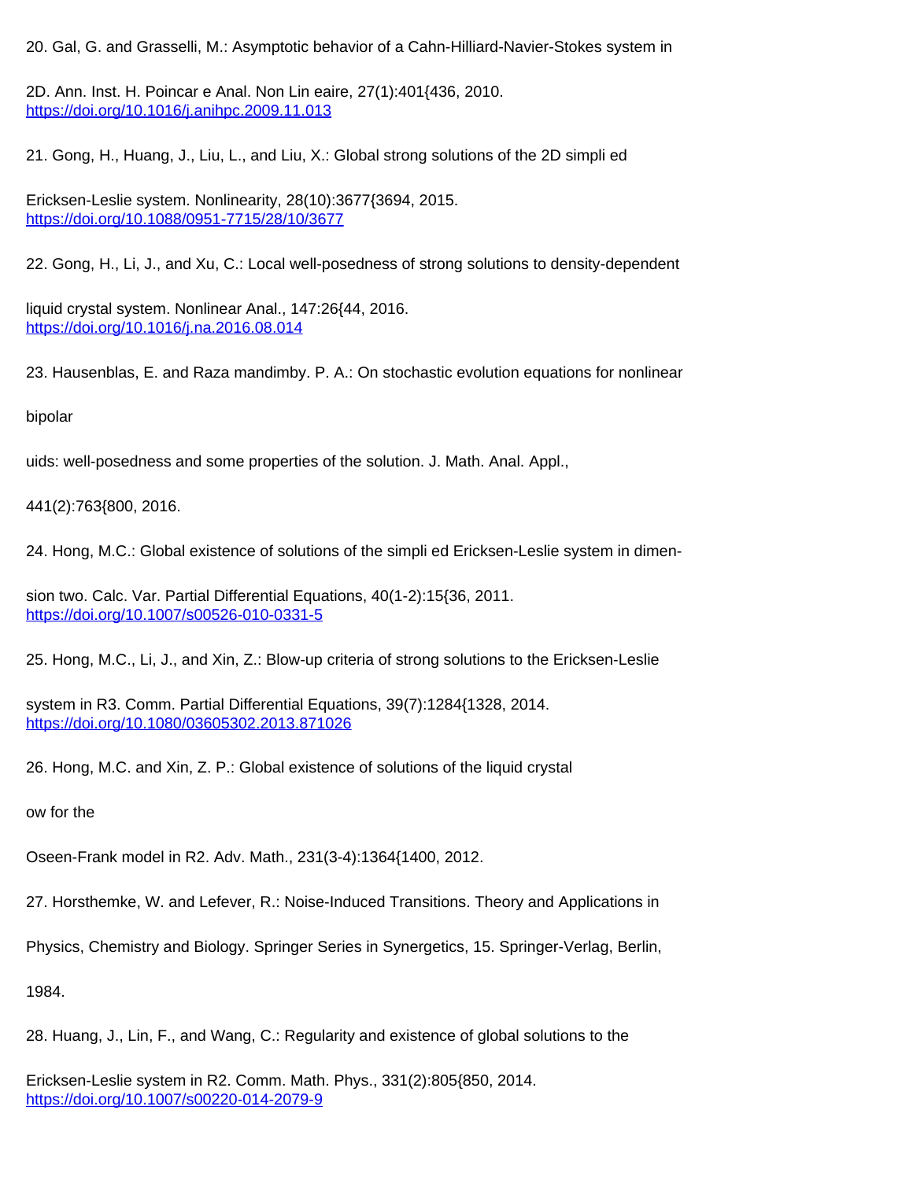20. Gal, G. and Grasselli, M.: Asymptotic behavior of a Cahn-Hilliard-Navier-Stokes system in 2D. Ann. Inst. H. Poincar e Anal. Non Lin eaire, 27(1):401{436, 2010. https://doi.org/10.1016/j.anihpc.2009.11.013

21. Gong, H., Huang, J., Liu, L., and Liu, X.: Global strong solutions of the 2D simpli ed Ericksen-Leslie system. Nonlinearity, 28(10):3677{3694, 2015. https://doi.org/10.1088/0951-7715/28/10/3677

22. Gong, H., Li, J., and Xu, C.: Local well-posedness of strong solutions to density-dependent liquid crystal system. Nonlinear Anal., 147:26{44, 2016. https://doi.org/10.1016/j.na.2016.08.014

23. Hausenblas, E. and Raza mandimby. P. A.: On stochastic evolution equations for nonlinear bipolar uids: well-posedness and some properties of the solution. J. Math. Anal. Appl., 441(2):763{800, 2016.

24. Hong, M.C.: Global existence of solutions of the simpli ed Ericksen-Leslie system in dimension two. Calc. Var. Partial Differential Equations, 40(1-2):15{36, 2011. https://doi.org/10.1007/s00526-010-0331-5

25. Hong, M.C., Li, J., and Xin, Z.: Blow-up criteria of strong solutions to the Ericksen-Leslie system in R3. Comm. Partial Differential Equations, 39(7):1284{1328, 2014. https://doi.org/10.1080/03605302.2013.871026

26. Hong, M.C. and Xin, Z. P.: Global existence of solutions of the liquid crystal ow for the Oseen-Frank model in R2. Adv. Math., 231(3-4):1364{1400, 2012.

27. Horsthemke, W. and Lefever, R.: Noise-Induced Transitions. Theory and Applications in Physics, Chemistry and Biology. Springer Series in Synergetics, 15. Springer-Verlag, Berlin, 1984.

28. Huang, J., Lin, F., and Wang, C.: Regularity and existence of global solutions to the Ericksen-Leslie system in R2. Comm. Math. Phys., 331(2):805{850, 2014. https://doi.org/10.1007/s00220-014-2079-9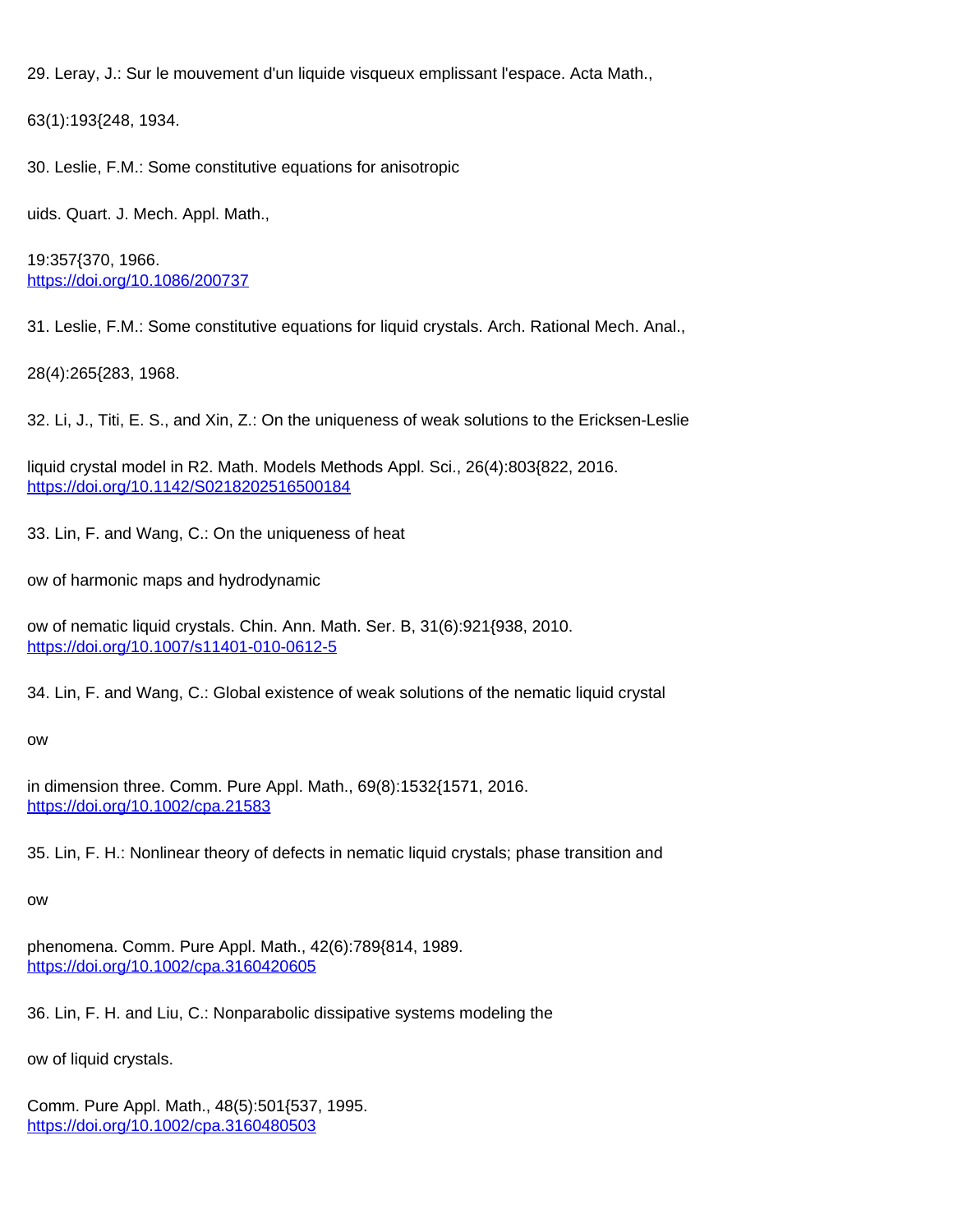29. Leray, J.: Sur le mouvement d'un liquide visqueux emplissant l'espace. Acta Math., 63(1):193{248, 1934.

30. Leslie, F.M.: Some constitutive equations for anisotropic uids. Quart. J. Mech. Appl. Math., 19:357{370, 1966. https://doi.org/10.1086/200737

31. Leslie, F.M.: Some constitutive equations for liquid crystals. Arch. Rational Mech. Anal., 28(4):265{283, 1968.

32. Li, J., Titi, E. S., and Xin, Z.: On the uniqueness of weak solutions to the Ericksen-Leslie liquid crystal model in R2. Math. Models Methods Appl. Sci., 26(4):803{822, 2016. https://doi.org/10.1142/S0218202516500184

33. Lin, F. and Wang, C.: On the uniqueness of heat ow of harmonic maps and hydrodynamic ow of nematic liquid crystals. Chin. Ann. Math. Ser. B, 31(6):921{938, 2010. https://doi.org/10.1007/s11401-010-0612-5

34. Lin, F. and Wang, C.: Global existence of weak solutions of the nematic liquid crystal ow in dimension three. Comm. Pure Appl. Math., 69(8):1532{1571, 2016. https://doi.org/10.1002/cpa.21583

35. Lin, F. H.: Nonlinear theory of defects in nematic liquid crystals; phase transition and ow phenomena. Comm. Pure Appl. Math., 42(6):789{814, 1989. https://doi.org/10.1002/cpa.3160420605

36. Lin, F. H. and Liu, C.: Nonparabolic dissipative systems modeling the ow of liquid crystals. Comm. Pure Appl. Math., 48(5):501{537, 1995. https://doi.org/10.1002/cpa.3160480503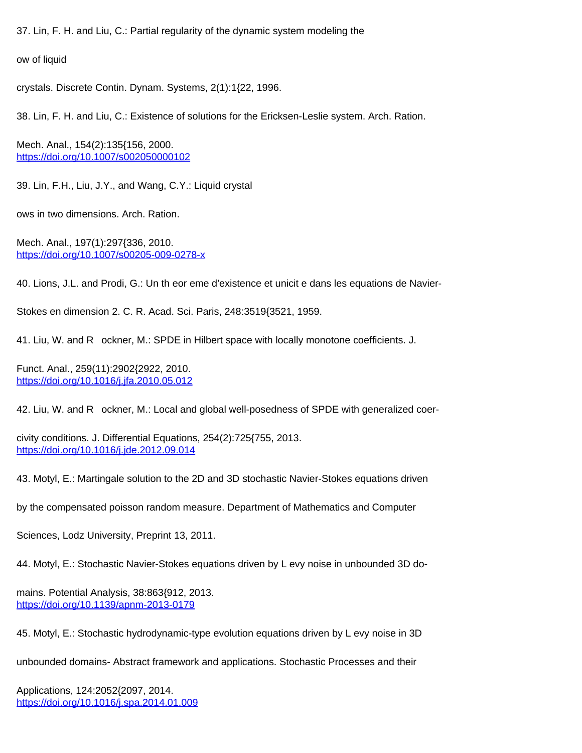37. Lin, F. H. and Liu, C.: Partial regularity of the dynamic system modeling the

ow of liquid

crystals. Discrete Contin. Dynam. Systems, 2(1):1{22, 1996.

38. Lin, F. H. and Liu, C.: Existence of solutions for the Ericksen-Leslie system. Arch. Ration.

Mech. Anal., 154(2):135{156, 2000.
https://doi.org/10.1007/s002050000102

39. Lin, F.H., Liu, J.Y., and Wang, C.Y.: Liquid crystal

ows in two dimensions. Arch. Ration.

Mech. Anal., 197(1):297{336, 2010.
https://doi.org/10.1007/s00205-009-0278-x

40. Lions, J.L. and Prodi, G.: Un th eor eme d'existence et unicit e dans les equations de Navier-

Stokes en dimension 2. C. R. Acad. Sci. Paris, 248:3519{3521, 1959.

41. Liu, W. and R ockner, M.: SPDE in Hilbert space with locally monotone coefficients. J.

Funct. Anal., 259(11):2902{2922, 2010.
https://doi.org/10.1016/j.jfa.2010.05.012

42. Liu, W. and R ockner, M.: Local and global well-posedness of SPDE with generalized coer-

civity conditions. J. Differential Equations, 254(2):725{755, 2013.
https://doi.org/10.1016/j.jde.2012.09.014

43. Motyl, E.: Martingale solution to the 2D and 3D stochastic Navier-Stokes equations driven

by the compensated poisson random measure. Department of Mathematics and Computer

Sciences, Lodz University, Preprint 13, 2011.

44. Motyl, E.: Stochastic Navier-Stokes equations driven by L evy noise in unbounded 3D do-

mains. Potential Analysis, 38:863{912, 2013.
https://doi.org/10.1139/apnm-2013-0179

45. Motyl, E.: Stochastic hydrodynamic-type evolution equations driven by L evy noise in 3D

unbounded domains- Abstract framework and applications. Stochastic Processes and their

Applications, 124:2052{2097, 2014.
https://doi.org/10.1016/j.spa.2014.01.009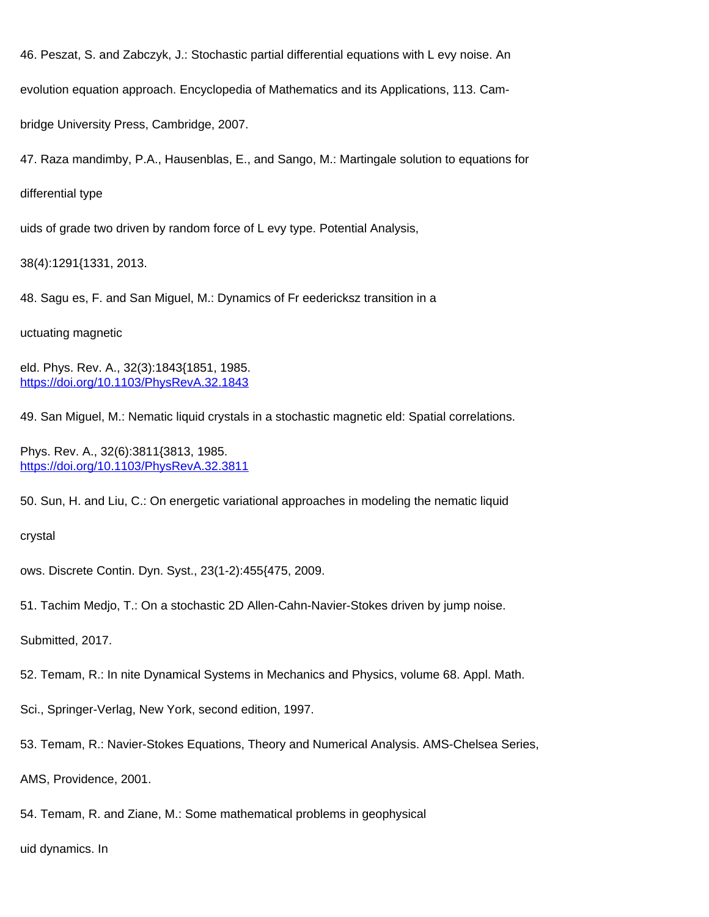46. Peszat, S. and Zabczyk, J.: Stochastic partial differential equations with L evy noise. An evolution equation approach. Encyclopedia of Mathematics and its Applications, 113. Cambridge University Press, Cambridge, 2007.

47. Raza mandimby, P.A., Hausenblas, E., and Sango, M.: Martingale solution to equations for differential type uids of grade two driven by random force of L evy type. Potential Analysis, 38(4):1291{1331, 2013.

48. Sagu es, F. and San Miguel, M.: Dynamics of Fr eedericksz transition in a uctuating magnetic eld. Phys. Rev. A., 32(3):1843{1851, 1985. https://doi.org/10.1103/PhysRevA.32.1843

49. San Miguel, M.: Nematic liquid crystals in a stochastic magnetic eld: Spatial correlations. Phys. Rev. A., 32(6):3811{3813, 1985. https://doi.org/10.1103/PhysRevA.32.3811

50. Sun, H. and Liu, C.: On energetic variational approaches in modeling the nematic liquid crystal ows. Discrete Contin. Dyn. Syst., 23(1-2):455{475, 2009.

51. Tachim Medjo, T.: On a stochastic 2D Allen-Cahn-Navier-Stokes driven by jump noise. Submitted, 2017.

52. Temam, R.: In nite Dynamical Systems in Mechanics and Physics, volume 68. Appl. Math. Sci., Springer-Verlag, New York, second edition, 1997.

53. Temam, R.: Navier-Stokes Equations, Theory and Numerical Analysis. AMS-Chelsea Series, AMS, Providence, 2001.

54. Temam, R. and Ziane, M.: Some mathematical problems in geophysical uid dynamics. In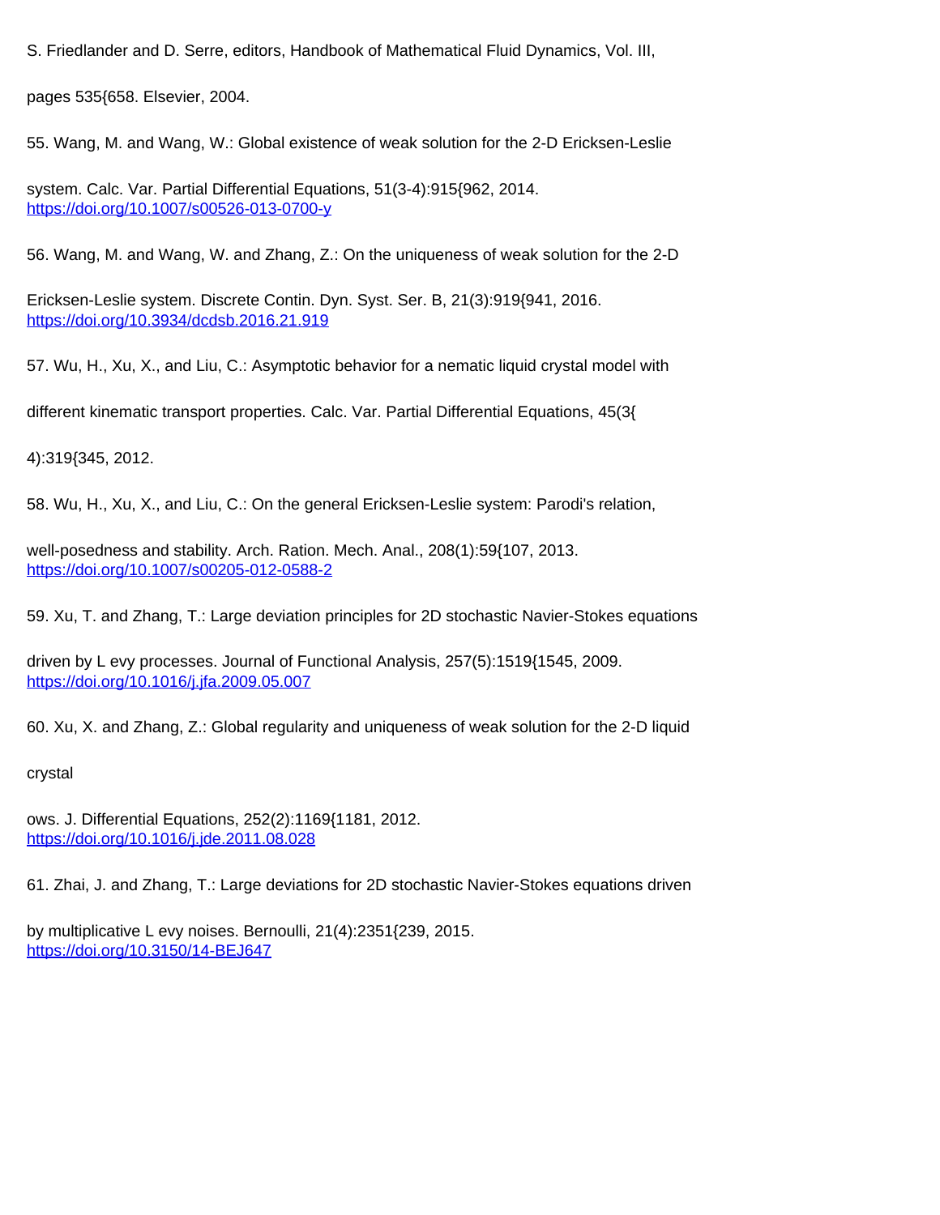S. Friedlander and D. Serre, editors, Handbook of Mathematical Fluid Dynamics, Vol. III,

pages 535{658. Elsevier, 2004.

55. Wang, M. and Wang, W.: Global existence of weak solution for the 2-D Ericksen-Leslie

system. Calc. Var. Partial Differential Equations, 51(3-4):915{962, 2014.
https://doi.org/10.1007/s00526-013-0700-y

56. Wang, M. and Wang, W. and Zhang, Z.: On the uniqueness of weak solution for the 2-D

Ericksen-Leslie system. Discrete Contin. Dyn. Syst. Ser. B, 21(3):919{941, 2016.
https://doi.org/10.3934/dcdsb.2016.21.919

57. Wu, H., Xu, X., and Liu, C.: Asymptotic behavior for a nematic liquid crystal model with

different kinematic transport properties. Calc. Var. Partial Differential Equations, 45(3{

4):319{345, 2012.

58. Wu, H., Xu, X., and Liu, C.: On the general Ericksen-Leslie system: Parodi's relation,

well-posedness and stability. Arch. Ration. Mech. Anal., 208(1):59{107, 2013.
https://doi.org/10.1007/s00205-012-0588-2

59. Xu, T. and Zhang, T.: Large deviation principles for 2D stochastic Navier-Stokes equations

driven by L evy processes. Journal of Functional Analysis, 257(5):1519{1545, 2009.
https://doi.org/10.1016/j.jfa.2009.05.007

60. Xu, X. and Zhang, Z.: Global regularity and uniqueness of weak solution for the 2-D liquid

crystal

ows. J. Differential Equations, 252(2):1169{1181, 2012.
https://doi.org/10.1016/j.jde.2011.08.028

61. Zhai, J. and Zhang, T.: Large deviations for 2D stochastic Navier-Stokes equations driven

by multiplicative L evy noises. Bernoulli, 21(4):2351{239, 2015.
https://doi.org/10.3150/14-BEJ647